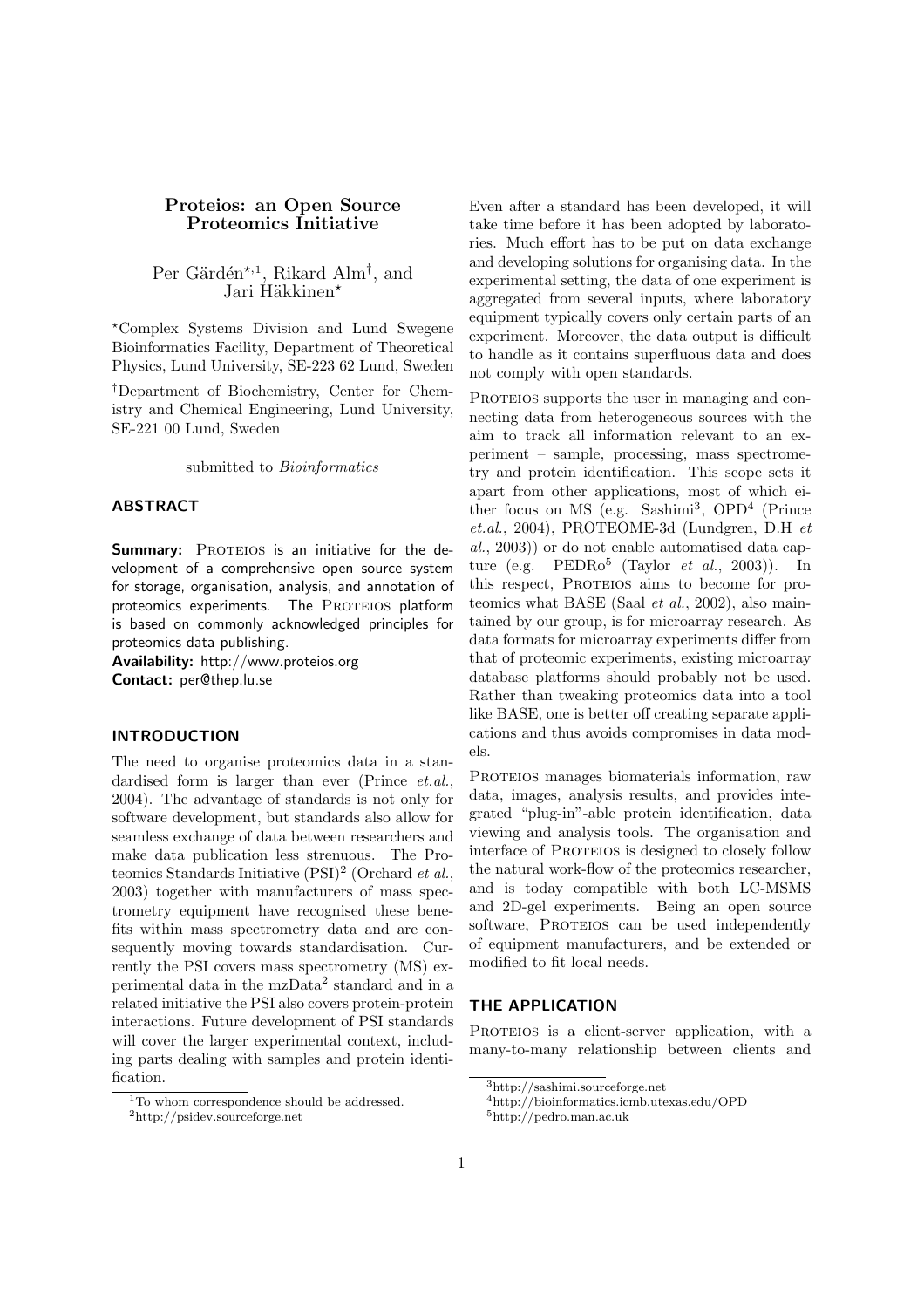# Proteios: an Open Source Proteomics Initiative

Per Gärdén[⋆,1], Rikard Alm[†], and Jari Häkkinen[⋆]

[⋆]Complex Systems Division and Lund Swegene Bioinformatics Facility, Department of Theoretical Physics, Lund University, SE-223 62 Lund, Sweden

[†]Department of Biochemistry, Center for Chemistry and Chemical Engineering, Lund University, SE-221 00 Lund, Sweden

submitted to *Bioinformatics*

## ABSTRACT

**Summary:** PROTEIOS is an initiative for the development of a comprehensive open source system for storage, organisation, analysis, and annotation of proteomics experiments. The PROTEIOS platform is based on commonly acknowledged principles for proteomics data publishing.
**Availability:** http://www.proteios.org
**Contact:** per@thep.lu.se

## INTRODUCTION

The need to organise proteomics data in a standardised form is larger than ever (Prince *et.al.*, 2004). The advantage of standards is not only for software development, but standards also allow for seamless exchange of data between researchers and make data publication less strenuous. The Proteomics Standards Initiative (PSI)[2] (Orchard *et al.*, 2003) together with manufacturers of mass spectrometry equipment have recognised these benefits within mass spectrometry data and are consequently moving towards standardisation. Currently the PSI covers mass spectrometry (MS) experimental data in the mzData[2] standard and in a related initiative the PSI also covers protein-protein interactions. Future development of PSI standards will cover the larger experimental context, including parts dealing with samples and protein identification.

Even after a standard has been developed, it will take time before it has been adopted by laboratories. Much effort has to be put on data exchange and developing solutions for organising data. In the experimental setting, the data of one experiment is aggregated from several inputs, where laboratory equipment typically covers only certain parts of an experiment. Moreover, the data output is difficult to handle as it contains superfluous data and does not comply with open standards.

PROTEIOS supports the user in managing and connecting data from heterogeneous sources with the aim to track all information relevant to an experiment – sample, processing, mass spectrometry and protein identification. This scope sets it apart from other applications, most of which either focus on MS (e.g. Sashimi[3], OPD[4] (Prince *et.al.*, 2004), PROTEOME-3d (Lundgren, D.H *et al.*, 2003)) or do not enable automatised data capture (e.g. PEDRo[5] (Taylor *et al.*, 2003)). In this respect, PROTEIOS aims to become for proteomics what BASE (Saal *et al.*, 2002), also maintained by our group, is for microarray research. As data formats for microarray experiments differ from that of proteomic experiments, existing microarray database platforms should probably not be used. Rather than tweaking proteomics data into a tool like BASE, one is better off creating separate applications and thus avoids compromises in data models.

PROTEIOS manages biomaterials information, raw data, images, analysis results, and provides integrated "plug-in"-able protein identification, data viewing and analysis tools. The organisation and interface of PROTEIOS is designed to closely follow the natural work-flow of the proteomics researcher, and is today compatible with both LC-MSMS and 2D-gel experiments. Being an open source software, PROTEIOS can be used independently of equipment manufacturers, and be extended or modified to fit local needs.

## THE APPLICATION

PROTEIOS is a client-server application, with a many-to-many relationship between clients and

[1]To whom correspondence should be addressed.
[2]http://psidev.sourceforge.net
[3]http://sashimi.sourceforge.net
[4]http://bioinformatics.icmb.utexas.edu/OPD
[5]http://pedro.man.ac.uk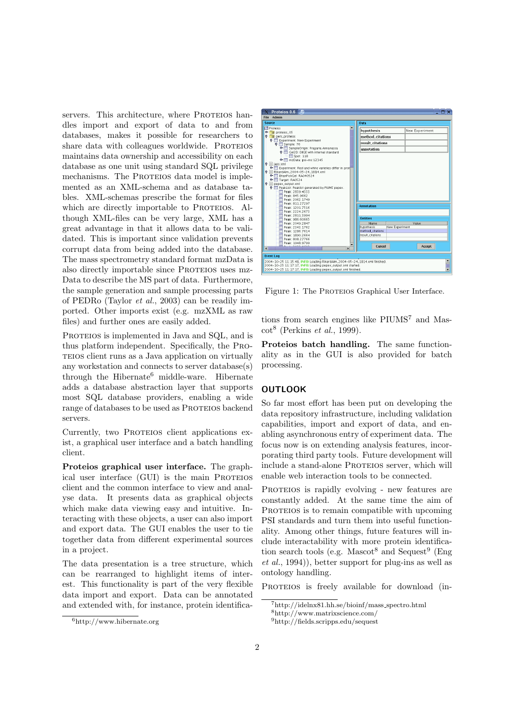servers. This architecture, where PROTEIOS handles import and export of data to and from databases, makes it possible for researchers to share data with colleagues worldwide. PROTEIOS maintains data ownership and accessibility on each database as one unit using standard SQL privilege mechanisms. The PROTEIOS data model is implemented as an XML-schema and as database tables. XML-schemas prescribe the format for files which are directly importable to PROTEIOS. Although XML-files can be very large, XML has a great advantage in that it allows data to be validated. This is important since validation prevents corrupt data from being added into the database. The mass spectrometry standard format mzData is also directly importable since PROTEIOS uses mzData to describe the MS part of data. Furthermore, the sample generation and sample processing parts of PEDRo (Taylor *et al.*, 2003) can be readily imported. Other imports exist (e.g. mzXML as raw files) and further ones are easily added.

PROTEIOS is implemented in Java and SQL, and is thus platform independent. Specifically, the PROTEIOS client runs as a Java application on virtually any workstation and connects to server database(s) through the Hibernate[6] middle-ware. Hibernate adds a database abstraction layer that supports most SQL database providers, enabling a wide range of databases to be used as PROTEIOS backend servers.

Currently, two PROTEIOS client applications exist, a graphical user interface and a batch handling client.

**Proteios graphical user interface.** The graphical user interface (GUI) is the main PROTEIOS client and the common interface to view and analyse data. It presents data as graphical objects which make data viewing easy and intuitive. Interacting with these objects, a user can also import and export data. The GUI enables the user to tie together data from different experimental sources in a project.

The data presentation is a tree structure, which can be rearranged to highlight items of interest. This functionality is part of the very flexible data import and export. Data can be annotated and extended with, for instance, protein identifications from search engines like PIUMS[7] and Mascot[8] (Perkins *et al.*, 1999).

Figure 1: The PROTEIOS Graphical User Interface.

**Proteios batch handling.** The same functionality as in the GUI is also provided for batch processing.

## OUTLOOK

So far most effort has been put on developing the data repository infrastructure, including validation capabilities, import and export of data, and enabling asynchronous entry of experiment data. The focus now is on extending analysis features, incorporating third party tools. Future development will include a stand-alone PROTEIOS server, which will enable web interaction tools to be connected.

PROTEIOS is rapidly evolving - new features are constantly added. At the same time the aim of PROTEIOS is to remain compatible with upcoming PSI standards and turn them into useful functionality. Among other things, future features will include interactability with more protein identification search tools (e.g. Mascot[8] and Sequest[9] (Eng *et al.*, 1994)), better support for plug-ins as well as ontology handling.

PROTEIOS is freely available for download (in-

[6] http://www.hibernate.org

[7] http://idelnx81.hh.se/bioinf/mass_spectro.html

[8] http://www.matrixscience.com/

[9] http://fields.scripps.edu/sequest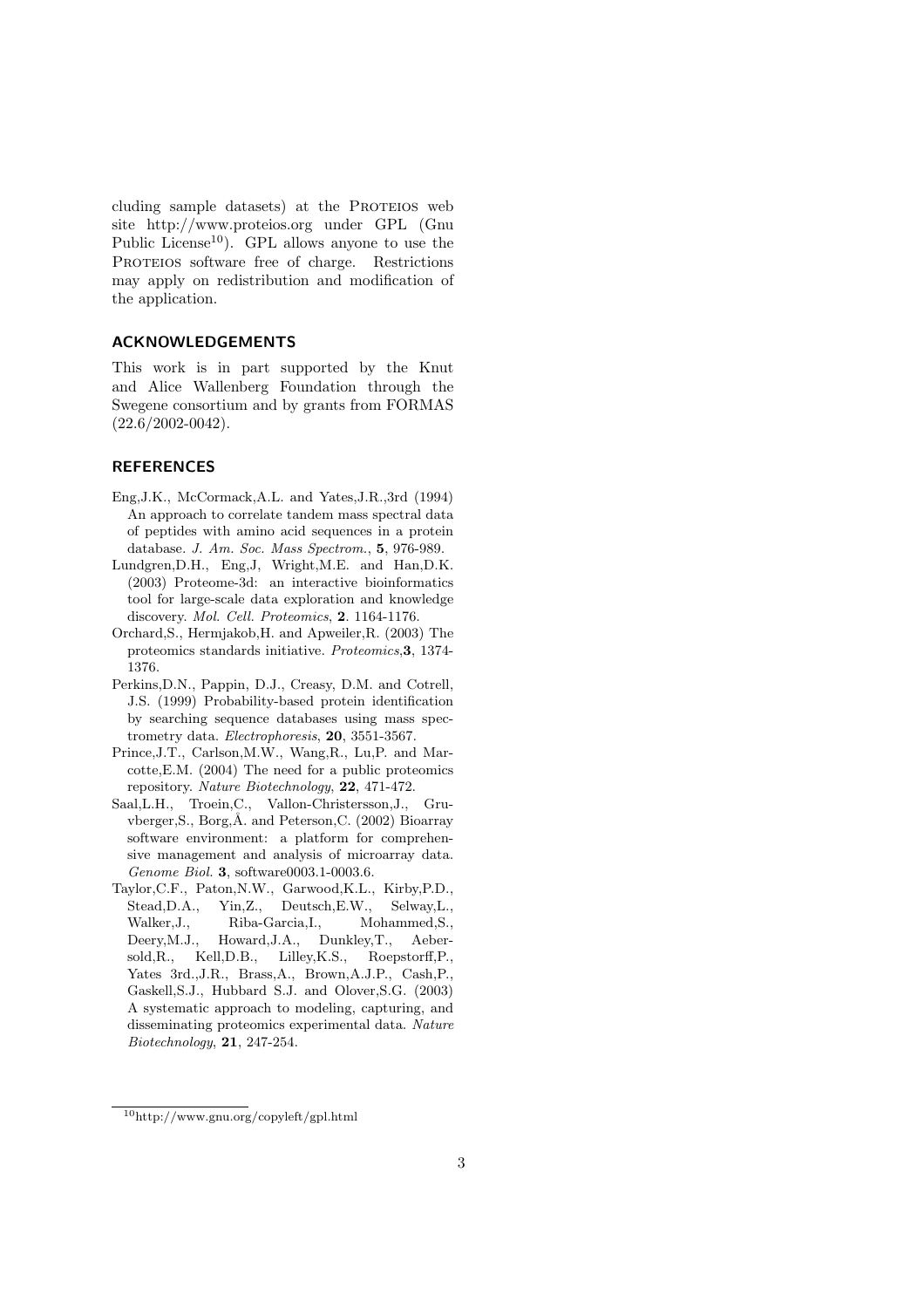cluding sample datasets) at the PROTEIOS web site http://www.proteios.org under GPL (Gnu Public License[10]). GPL allows anyone to use the PROTEIOS software free of charge. Restrictions may apply on redistribution and modification of the application.

## ACKNOWLEDGEMENTS

This work is in part supported by the Knut and Alice Wallenberg Foundation through the Swegene consortium and by grants from FORMAS (22.6/2002-0042).

## REFERENCES

Eng,J.K., McCormack,A.L. and Yates,J.R.,3rd (1994) An approach to correlate tandem mass spectral data of peptides with amino acid sequences in a protein database. *J. Am. Soc. Mass Spectrom.*, **5**, 976-989.

Lundgren,D.H., Eng,J, Wright,M.E. and Han,D.K. (2003) Proteome-3d: an interactive bioinformatics tool for large-scale data exploration and knowledge discovery. *Mol. Cell. Proteomics*, **2**. 1164-1176.

Orchard,S., Hermjakob,H. and Apweiler,R. (2003) The proteomics standards initiative. *Proteomics*,**3**, 1374-1376.

Perkins,D.N., Pappin, D.J., Creasy, D.M. and Cotrell, J.S. (1999) Probability-based protein identification by searching sequence databases using mass spectrometry data. *Electrophoresis*, **20**, 3551-3567.

Prince,J.T., Carlson,M.W., Wang,R., Lu,P. and Marcotte,E.M. (2004) The need for a public proteomics repository. *Nature Biotechnology*, **22**, 471-472.

Saal,L.H., Troein,C., Vallon-Christersson,J., Gruvberger,S., Borg,Å. and Peterson,C. (2002) Bioarray software environment: a platform for comprehensive management and analysis of microarray data. *Genome Biol.* **3**, software0003.1-0003.6.

Taylor,C.F., Paton,N.W., Garwood,K.L., Kirby,P.D., Stead,D.A., Yin,Z., Deutsch,E.W., Selway,L., Walker,J., Riba-Garcia,I., Mohammed,S., Deery,M.J., Howard,J.A., Dunkley,T., Aebersold,R., Kell,D.B., Lilley,K.S., Roepstorff,P., Yates 3rd.,J.R., Brass,A., Brown,A.J.P., Cash,P., Gaskell,S.J., Hubbard S.J. and Olover,S.G. (2003) A systematic approach to modeling, capturing, and disseminating proteomics experimental data. *Nature Biotechnology*, **21**, 247-254.

[10] http://www.gnu.org/copyleft/gpl.html